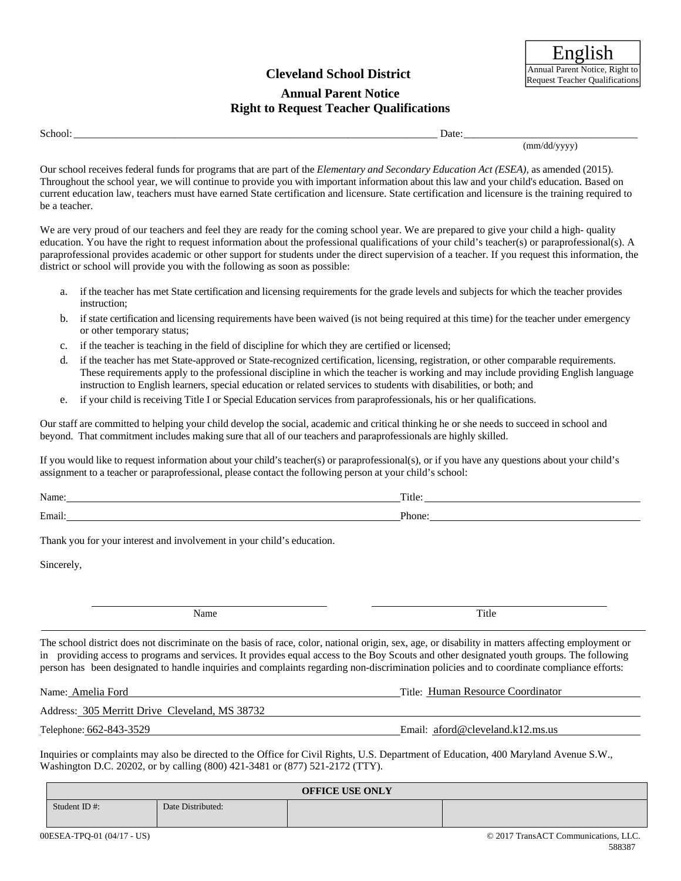| English |
| --- |
| Annual Parent Notice, Right to Request Teacher Qualifications |

## Cleveland School District

### Annual Parent Notice
### Right to Request Teacher Qualifications

School: ______________________________ Date: ______________________
(mm/dd/yyyy)

Our school receives federal funds for programs that are part of the *Elementary and Secondary Education Act (ESEA),* as amended (2015). Throughout the school year, we will continue to provide you with important information about this law and your child's education. Based on current education law, teachers must have earned State certification and licensure. State certification and licensure is the training required to be a teacher.

We are very proud of our teachers and feel they are ready for the coming school year. We are prepared to give your child a high- quality education. You have the right to request information about the professional qualifications of your child's teacher(s) or paraprofessional(s). A paraprofessional provides academic or other support for students under the direct supervision of a teacher. If you request this information, the district or school will provide you with the following as soon as possible:

a. if the teacher has met State certification and licensing requirements for the grade levels and subjects for which the teacher provides instruction;
b. if state certification and licensing requirements have been waived (is not being required at this time) for the teacher under emergency or other temporary status;
c. if the teacher is teaching in the field of discipline for which they are certified or licensed;
d. if the teacher has met State-approved or State-recognized certification, licensing, registration, or other comparable requirements. These requirements apply to the professional discipline in which the teacher is working and may include providing English language instruction to English learners, special education or related services to students with disabilities, or both; and
e. if your child is receiving Title I or Special Education services from paraprofessionals, his or her qualifications.

Our staff are committed to helping your child develop the social, academic and critical thinking he or she needs to succeed in school and beyond. That commitment includes making sure that all of our teachers and paraprofessionals are highly skilled.

If you would like to request information about your child's teacher(s) or paraprofessional(s), or if you have any questions about your child's assignment to a teacher or paraprofessional, please contact the following person at your child's school:

Name: ______________________________ Title: ______________________________

Email: ______________________________ Phone: ______________________________

Thank you for your interest and involvement in your child's education.

Sincerely,

______________________________ ______________________________
Name Title

The school district does not discriminate on the basis of race, color, national origin, sex, age, or disability in matters affecting employment or in providing access to programs and services. It provides equal access to the Boy Scouts and other designated youth groups. The following person has been designated to handle inquiries and complaints regarding non-discrimination policies and to coordinate compliance efforts:

Name: Amelia Ford Title: Human Resource Coordinator

Address: 305 Merritt Drive Cleveland, MS 38732

Telephone: 662-843-3529 Email: aford@cleveland.k12.ms.us

Inquiries or complaints may also be directed to the Office for Civil Rights, U.S. Department of Education, 400 Maryland Avenue S.W., Washington D.C. 20202, or by calling (800) 421-3481 or (877) 521-2172 (TTY).

| OFFICE USE ONLY | | | |
| --- | --- | --- | --- |
| Student ID #: | Date Distributed: | | |

00ESEA-TPQ-01 (04/17 - US) © 2017 TransACT Communications, LLC. 588387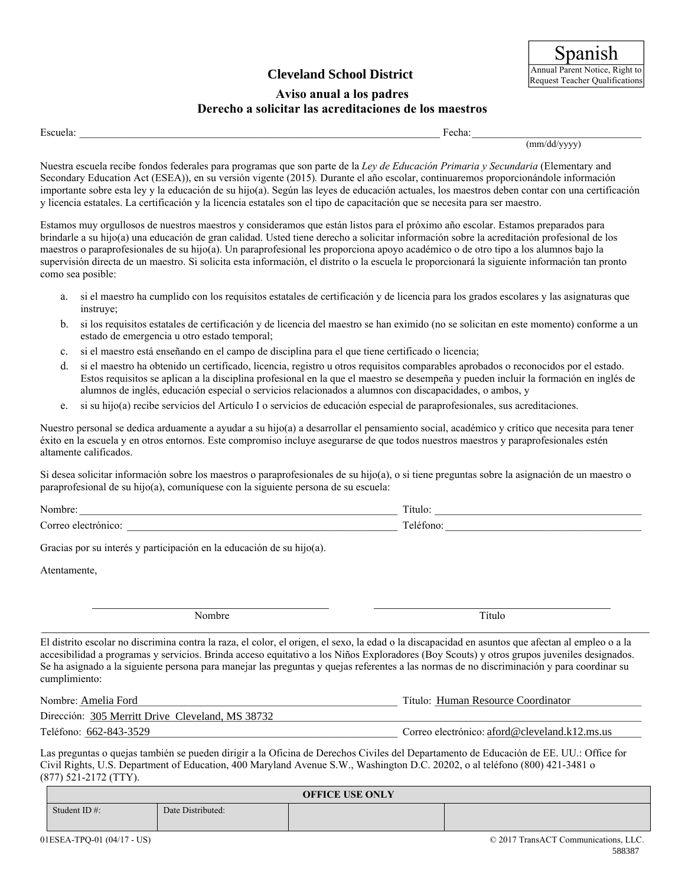Spanish

Annual Parent Notice, Right to Request Teacher Qualifications

## Cleveland School District

### Aviso anual a los padres
### Derecho a solicitar las acreditaciones de los maestros

Escuela: ______________________________ Fecha: ______________________________
(mm/dd/yyyy)

Nuestra escuela recibe fondos federales para programas que son parte de la *Ley de Educación Primaria y Secundaria* (Elementary and Secondary Education Act (ESEA)), en su versión vigente (2015). Durante el año escolar, continuaremos proporcionándole información importante sobre esta ley y la educación de su hijo(a). Según las leyes de educación actuales, los maestros deben contar con una certificación y licencia estatales. La certificación y la licencia estatales son el tipo de capacitación que se necesita para ser maestro.

Estamos muy orgullosos de nuestros maestros y consideramos que están listos para el próximo año escolar. Estamos preparados para brindarle a su hijo(a) una educación de gran calidad. Usted tiene derecho a solicitar información sobre la acreditación profesional de los maestros o paraprofesionales de su hijo(a). Un paraprofesional les proporciona apoyo académico o de otro tipo a los alumnos bajo la supervisión directa de un maestro. Si solicita esta información, el distrito o la escuela le proporcionará la siguiente información tan pronto como sea posible:

a. si el maestro ha cumplido con los requisitos estatales de certificación y de licencia para los grados escolares y las asignaturas que instruye;
b. si los requisitos estatales de certificación y de licencia del maestro se han eximido (no se solicitan en este momento) conforme a un estado de emergencia u otro estado temporal;
c. si el maestro está enseñando en el campo de disciplina para el que tiene certificado o licencia;
d. si el maestro ha obtenido un certificado, licencia, registro u otros requisitos comparables aprobados o reconocidos por el estado. Estos requisitos se aplican a la disciplina profesional en la que el maestro se desempeña y pueden incluir la formación en inglés de alumnos de inglés, educación especial o servicios relacionados a alumnos con discapacidades, o ambos, y
e. si su hijo(a) recibe servicios del Artículo I o servicios de educación especial de paraprofesionales, sus acreditaciones.

Nuestro personal se dedica arduamente a ayudar a su hijo(a) a desarrollar el pensamiento social, académico y crítico que necesita para tener éxito en la escuela y en otros entornos. Este compromiso incluye asegurarse de que todos nuestros maestros y paraprofesionales estén altamente calificados.

Si desea solicitar información sobre los maestros o paraprofesionales de su hijo(a), o si tiene preguntas sobre la asignación de un maestro o paraprofesional de su hijo(a), comuníquese con la siguiente persona de su escuela:

Nombre: ______________________________ Título: ______________________________

Correo electrónico: ______________________________ Teléfono: ______________________________

Gracias por su interés y participación en la educación de su hijo(a).

Atentamente,

______________________________ ______________________________
Nombre Título

---

El distrito escolar no discrimina contra la raza, el color, el origen, el sexo, la edad o la discapacidad en asuntos que afectan al empleo o a la accesibilidad a programas y servicios. Brinda acceso equitativo a los Niños Exploradores (Boy Scouts) y otros grupos juveniles designados. Se ha asignado a la siguiente persona para manejar las preguntas y quejas referentes a las normas de no discriminación y para coordinar su cumplimiento:

Nombre: Amelia Ford Título: Human Resource Coordinator

Dirección: 305 Merritt Drive Cleveland, MS 38732

Teléfono: 662-843-3529 Correo electrónico: aford@cleveland.k12.ms.us

Las preguntas o quejas también se pueden dirigir a la Oficina de Derechos Civiles del Departamento de Educación de EE. UU.: Office for Civil Rights, U.S. Department of Education, 400 Maryland Avenue S.W., Washington D.C. 20202, o al teléfono (800) 421-3481 o (877) 521-2172 (TTY).

| OFFICE USE ONLY | | | |
|---|---|---|---|
| Student ID #: | Date Distributed: | | |

01ESEA-TPQ-01 (04/17 - US) © 2017 TransACT Communications, LLC.
588387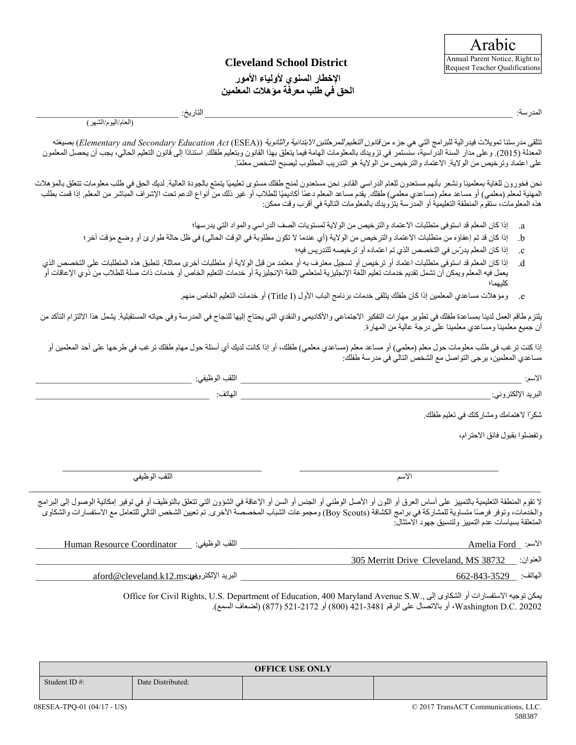Arabic

Annual Parent Notice, Right to Request Teacher Qualifications

## Cleveland School District

### الإخطار السنوي لأولياء الأمور
### الحق في طلب معرفة مؤهلات المعلمين

المدرسة: ______________________________ التاريخ: ______________________________
(العام/اليوم/الشهر)

تتلقى مدرستنا تمويلات فيدرالية للبرامج التي هي جزء من *قانون التعليم للمرحلتين الابتدائية والثانوية* (*Elementary and Secondary Education Act* (ESEA)) بصيغته المعدلة (2015). وعلى مدار السنة الدراسية، سنستمر في تزويدك بالمعلومات الهامة فيما يتعلق بهذا القانون وبتعليم طفلك. استنادًا إلى قانون التعليم الحالي، يجب أن يحصل المعلمون على اعتماد وترخيص من الولاية. الاعتماد والترخيص من الولاية هو التدريب المطلوب ليصبح الشخص معلمًا.

نحن فخورون للغاية بمعلمينا ونشعر بأنهم مستعدون للعام الدراسي القادم. نحن مستعدون لمنح طفلك مستوى تعليميًا يتمتع بالجودة العالية. لديك الحق في طلب معلومات تتعلق بالمؤهلات المهنية لمعلم (معلمي) أو مساعد معلم (مساعدي معلمي) طفلك. يقدم مساعد المعلم دعمًا أكاديميًا للطلاب أو غير ذلك من أنواع الدعم تحت الإشراف المباشر من المعلم. إذا قمت بطلب هذه المعلومات، ستقوم المنطقة التعليمية أو المدرسة بتزويدك بالمعلومات التالية في أقرب وقت ممكن:

a. إذا كان المعلم قد استوفى متطلبات الاعتماد والترخيص من الولاية لمستويات الصف الدراسي والمواد التي يدرسها؛
b. إذا كان قد تم إعفاؤه من متطلبات الاعتماد والترخيص من الولاية (أي عندما لا تكون مطلوبة في الوقت الحالي) في ظل حالة طوارئ أو وضع مؤقت آخر؛
c. إذا كان المعلم يدرّس في التخصص الذي تم اعتماده أو ترخيصه للتدريس فيه؛
d. إذا كان المعلم قد استوفى متطلبات اعتماد أو ترخيص أو تسجيل معترف به أو معتمد من قبل الولاية أو متطلبات أخرى مماثلة. تنطبق هذه المتطلبات على التخصص الذي يعمل فيه المعلم ويمكن أن تشمل تقديم خدمات تعليم اللغة الإنجليزية لمتعلمي اللغة الإنجليزية أو خدمات التعليم الخاص أو خدمات ذات صلة للطلاب من ذوي الإعاقات أو كليهما؛
e. ومؤهلات مساعدي المعلمين إذا كان طفلك يتلقى خدمات برنامج الباب الأول (Title I) أو خدمات التعليم الخاص منهم.

يلتزم طاقم العمل لدينا بمساعدة طفلك في تطوير مهارات التفكير الاجتماعي والأكاديمي والنقدي التي يحتاج إليها للنجاح في المدرسة وفي حياته المستقبلية. يشمل هذا الالتزام التأكد من أن جميع معلمينا ومساعدي معلمينا على درجة عالية من المهارة.

إذا كنت ترغب في طلب معلومات حول معلم (معلمي) أو مساعد معلم (مساعدي معلمي) طفلك، أو إذا كانت لديك أي أسئلة حول مهام طفلك ترغب في طرحها على أحد المعلمين أو مساعدي المعلمين، يرجى التواصل مع الشخص التالي في مدرسة طفلك:

الاسم: ______________________________ اللقب الوظيفي: ______________________________

البريد الإلكتروني: ______________________________ الهاتف: ______________________________

شكرًا لاهتمامك ومشاركتك في تعليم طفلك.

وتفضلوا بقبول فائق الاحترام،

______________________________ ______________________________
الاسم اللقب الوظيفي

---

لا تقوم المنطقة التعليمية بالتمييز على أساس العرق أو اللون أو الأصل الوطني أو الجنس أو السن أو الإعاقة في الشؤون التي تتعلق بالتوظيف أو في توفير إمكانية الوصول إلى البرامج والخدمات، وتوفر فرصًا متساوية للمشاركة في برامج الكشافة (Boy Scouts) ومجموعات الشباب المخصصة الأخرى. تم تعيين الشخص التالي للتعامل مع الاستفسارات والشكاوى المتعلقة بسياسات عدم التمييز ولتنسيق جهود الامتثال:

الاسم: Amelia Ford اللقب الوظيفي: Human Resource Coordinator

العنوان: 305 Merritt Drive Cleveland, MS 38732

الهاتف: 662-843-3529 البريد الإلكتروني: aford@cleveland.k12.ms.us

يمكن توجيه الاستفسارات أو الشكاوى إلى Office for Civil Rights, U.S. Department of Education, 400 Maryland Avenue S.W., Washington D.C. 20202، أو بالاتصال على الرقم 3481-421 (800) أو 2172-521 (877) (لضعاف السمع).

| OFFICE USE ONLY | | | |
|---|---|---|---|
| Student ID #: | Date Distributed: | | |

08ESEA-TPQ-01 (04/17 - US)

© 2017 TransACT Communications, LLC. 588387